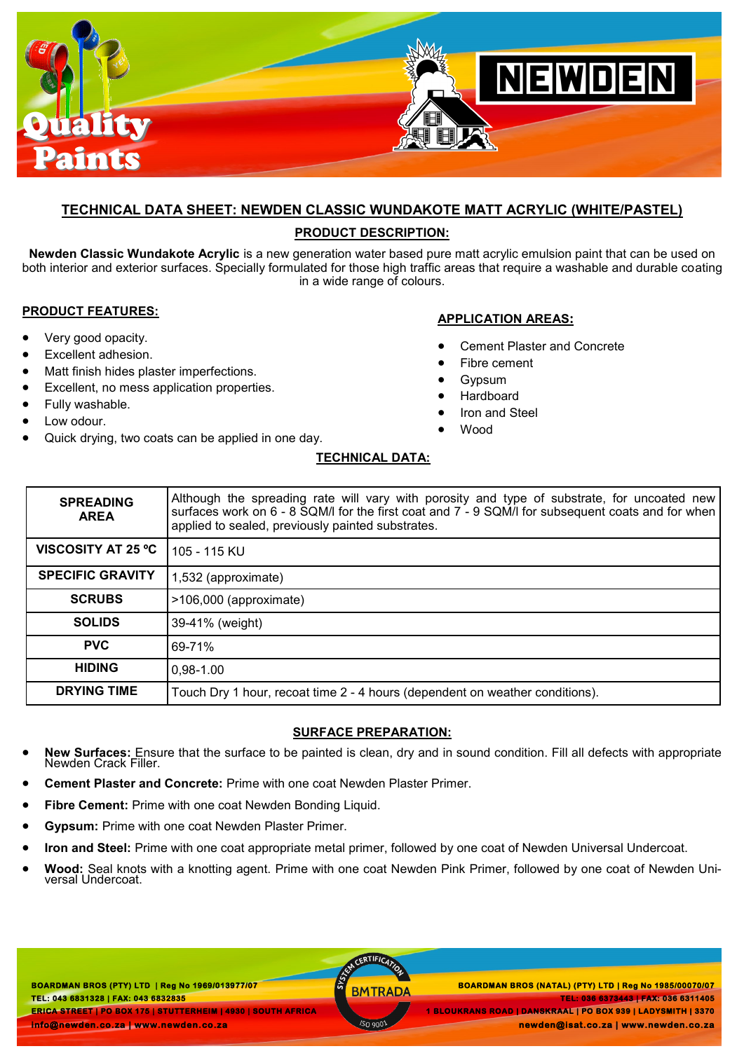# TECHNICAL DATA SHEET: NEWDEN CLASSIC WUNDAKOTE MATT ACRYLIC (WHITE/PASTEL)

## PRODUCT DESCRIPTION:

**Newden Classic Wundakote Acrylic** is a new generation water based pure matt acrylic emulsion paint that can be used on both interior and exterior surfaces. Specially formulated for those high traffic areas that require a washable and durable coating in a wide range of colours.

## PRODUCT FEATURES:

- Very good opacity.
- Excellent adhesion.
- Matt finish hides plaster imperfections.
- Excellent, no mess application properties.
- Fully washable.
- Low odour.
- Quick drying, two coats can be applied in one day.

## APPLICATION AREAS:

- Cement Plaster and Concrete
- Fibre cement
- Gypsum
- Hardboard
- Iron and Steel
- Wood

## TECHNICAL DATA:

| | |
|---|---|
| **SPREADING AREA** | Although the spreading rate will vary with porosity and type of substrate, for uncoated new surfaces work on 6 - 8 SQM/l for the first coat and 7 - 9 SQM/l for subsequent coats and for when applied to sealed, previously painted substrates. |
| **VISCOSITY AT 25 ºC** | 105 - 115 KU |
| **SPECIFIC GRAVITY** | 1,532 (approximate) |
| **SCRUBS** | >106,000 (approximate) |
| **SOLIDS** | 39-41% (weight) |
| **PVC** | 69-71% |
| **HIDING** | 0,98-1.00 |
| **DRYING TIME** | Touch Dry 1 hour, recoat time 2 - 4 hours (dependent on weather conditions). |

## SURFACE PREPARATION:

- **New Surfaces:** Ensure that the surface to be painted is clean, dry and in sound condition. Fill all defects with appropriate Newden Crack Filler.
- **Cement Plaster and Concrete:** Prime with one coat Newden Plaster Primer.
- **Fibre Cement:** Prime with one coat Newden Bonding Liquid.
- **Gypsum:** Prime with one coat Newden Plaster Primer.
- **Iron and Steel:** Prime with one coat appropriate metal primer, followed by one coat of Newden Universal Undercoat.
- **Wood:** Seal knots with a knotting agent. Prime with one coat Newden Pink Primer, followed by one coat of Newden Universal Undercoat.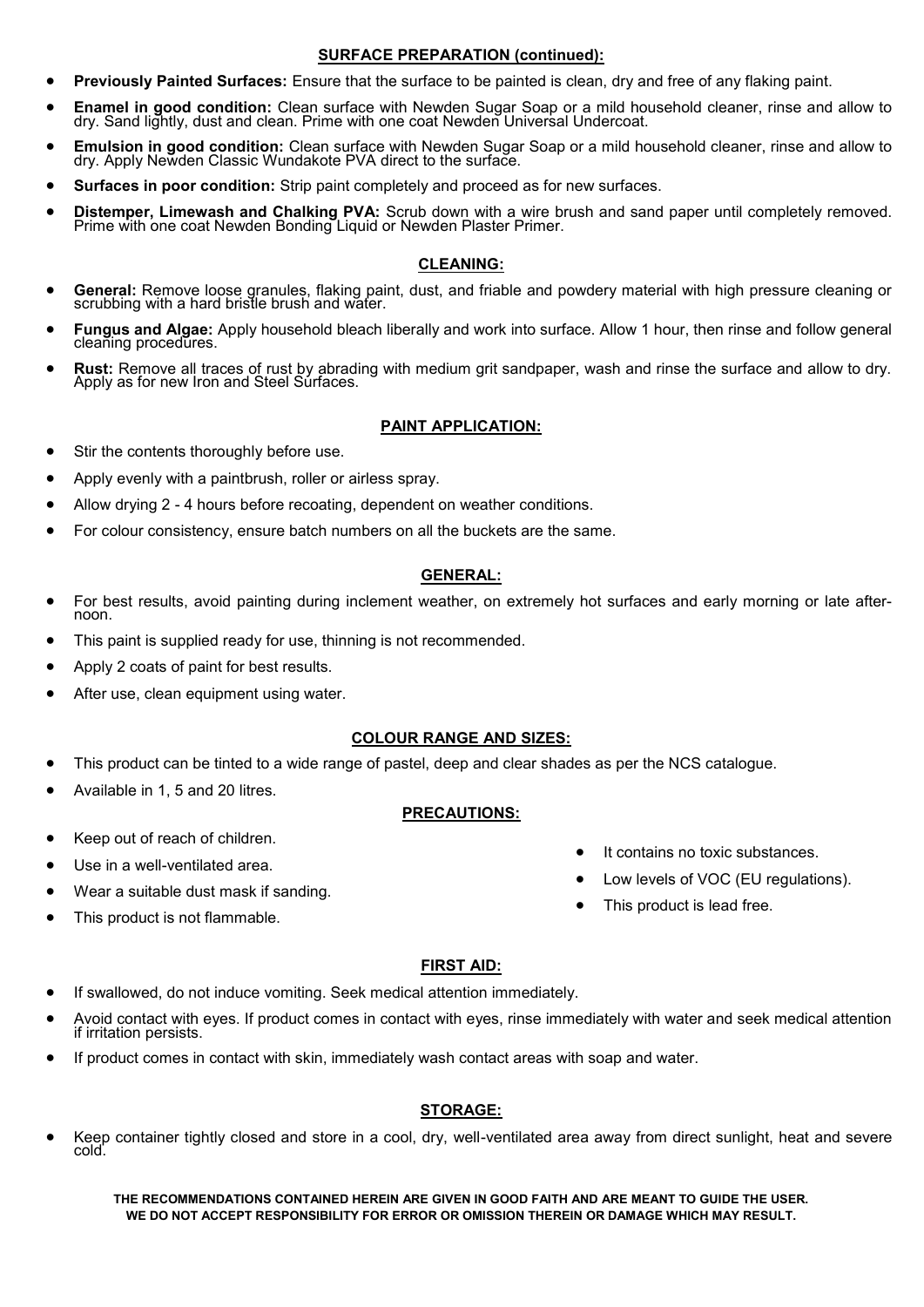## SURFACE PREPARATION (continued):

- **Previously Painted Surfaces:** Ensure that the surface to be painted is clean, dry and free of any flaking paint.
- **Enamel in good condition:** Clean surface with Newden Sugar Soap or a mild household cleaner, rinse and allow to dry. Sand lightly, dust and clean. Prime with one coat Newden Universal Undercoat.
- **Emulsion in good condition:** Clean surface with Newden Sugar Soap or a mild household cleaner, rinse and allow to dry. Apply Newden Classic Wundakote PVA direct to the surface.
- **Surfaces in poor condition:** Strip paint completely and proceed as for new surfaces.
- **Distemper, Limewash and Chalking PVA:** Scrub down with a wire brush and sand paper until completely removed. Prime with one coat Newden Bonding Liquid or Newden Plaster Primer.

## CLEANING:

- **General:** Remove loose granules, flaking paint, dust, and friable and powdery material with high pressure cleaning or scrubbing with a hard bristle brush and water.
- **Fungus and Algae:** Apply household bleach liberally and work into surface. Allow 1 hour, then rinse and follow general cleaning procedures.
- **Rust:** Remove all traces of rust by abrading with medium grit sandpaper, wash and rinse the surface and allow to dry. Apply as for new Iron and Steel Surfaces.

## PAINT APPLICATION:

- Stir the contents thoroughly before use.
- Apply evenly with a paintbrush, roller or airless spray.
- Allow drying 2 - 4 hours before recoating, dependent on weather conditions.
- For colour consistency, ensure batch numbers on all the buckets are the same.

## GENERAL:

- For best results, avoid painting during inclement weather, on extremely hot surfaces and early morning or late afternoon.
- This paint is supplied ready for use, thinning is not recommended.
- Apply 2 coats of paint for best results.
- After use, clean equipment using water.

## COLOUR RANGE AND SIZES:

- This product can be tinted to a wide range of pastel, deep and clear shades as per the NCS catalogue.
- Available in 1, 5 and 20 litres.

## PRECAUTIONS:

- Keep out of reach of children.
- Use in a well-ventilated area.
- Wear a suitable dust mask if sanding.
- This product is not flammable.
- It contains no toxic substances.
- Low levels of VOC (EU regulations).
- This product is lead free.

## FIRST AID:

- If swallowed, do not induce vomiting. Seek medical attention immediately.
- Avoid contact with eyes. If product comes in contact with eyes, rinse immediately with water and seek medical attention if irritation persists.
- If product comes in contact with skin, immediately wash contact areas with soap and water.

## STORAGE:

- Keep container tightly closed and store in a cool, dry, well-ventilated area away from direct sunlight, heat and severe cold.

**THE RECOMMENDATIONS CONTAINED HEREIN ARE GIVEN IN GOOD FAITH AND ARE MEANT TO GUIDE THE USER. WE DO NOT ACCEPT RESPONSIBILITY FOR ERROR OR OMISSION THEREIN OR DAMAGE WHICH MAY RESULT.**